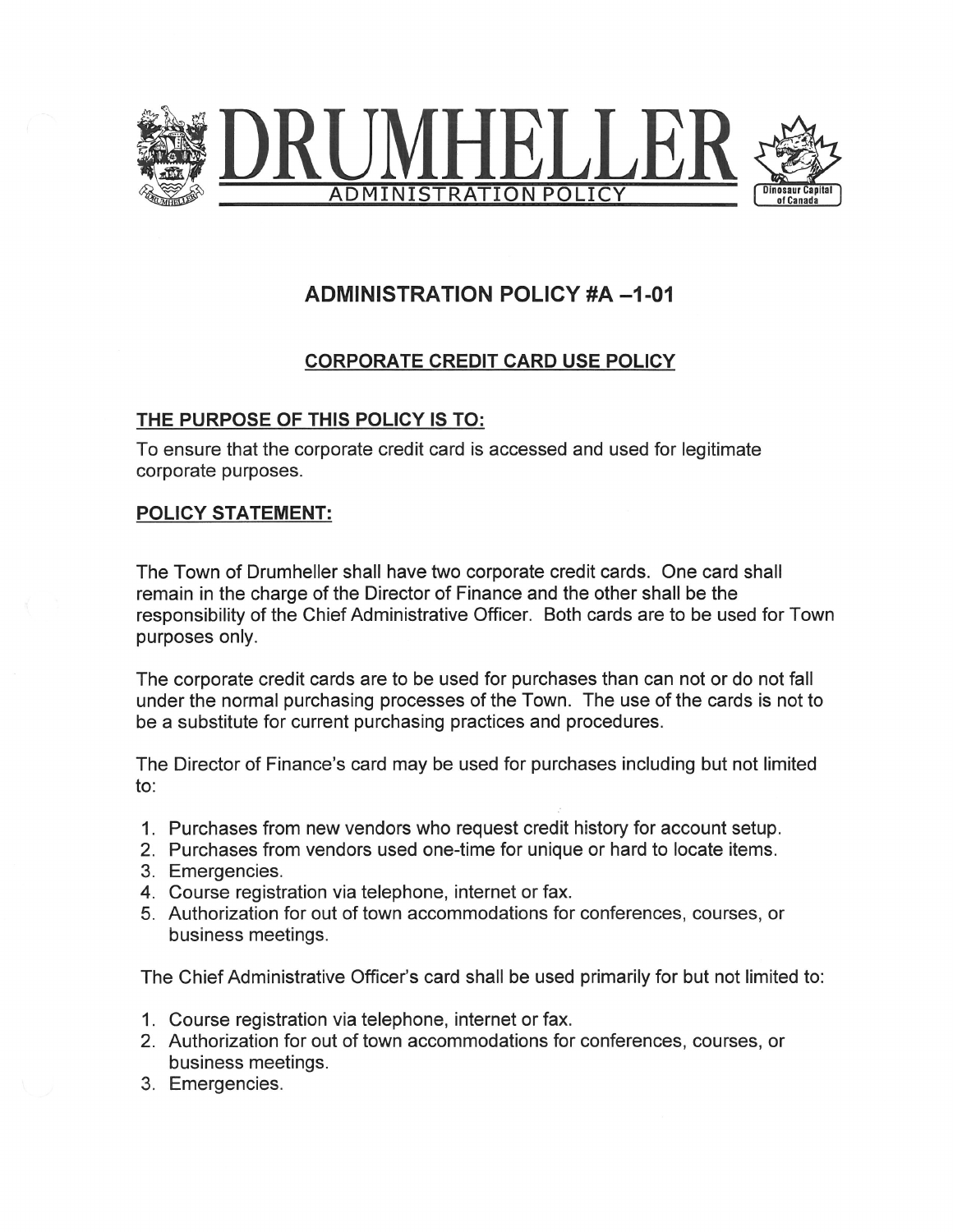# DRUMHELLER

ADMINISTRATION POLICY

Dinosaur Capital of Canada

## ADMINISTRATION POLICY #A –1-01

### CORPORATE CREDIT CARD USE POLICY

### THE PURPOSE OF THIS POLICY IS TO:

To ensure that the corporate credit card is accessed and used for legitimate corporate purposes.

### POLICY STATEMENT:

The Town of Drumheller shall have two corporate credit cards. One card shall remain in the charge of the Director of Finance and the other shall be the responsibility of the Chief Administrative Officer. Both cards are to be used for Town purposes only.

The corporate credit cards are to be used for purchases than can not or do not fall under the normal purchasing processes of the Town. The use of the cards is not to be a substitute for current purchasing practices and procedures.

The Director of Finance's card may be used for purchases including but not limited to:

1. Purchases from new vendors who request credit history for account setup.
2. Purchases from vendors used one-time for unique or hard to locate items.
3. Emergencies.
4. Course registration via telephone, internet or fax.
5. Authorization for out of town accommodations for conferences, courses, or business meetings.

The Chief Administrative Officer's card shall be used primarily for but not limited to:

1. Course registration via telephone, internet or fax.
2. Authorization for out of town accommodations for conferences, courses, or business meetings.
3. Emergencies.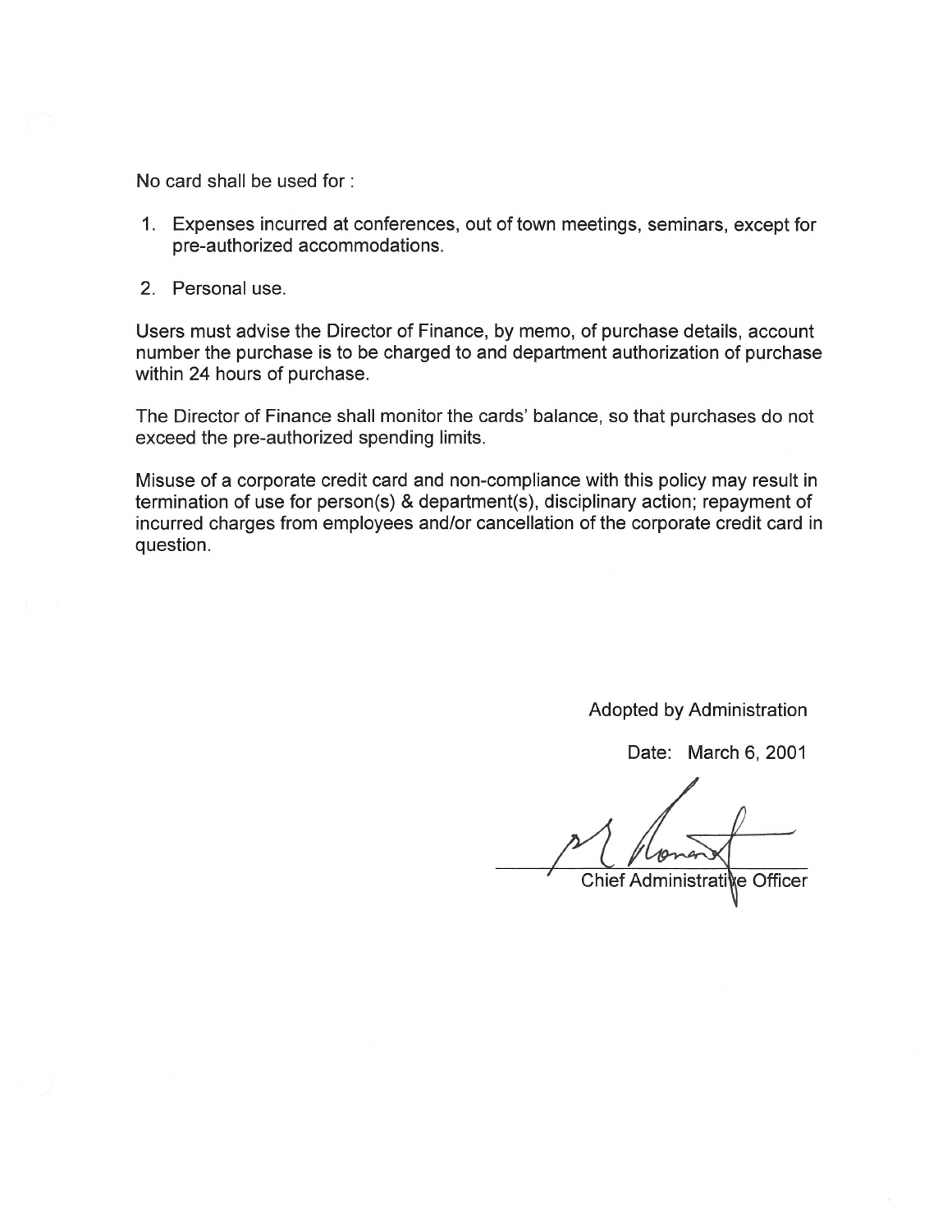No card shall be used for :

1. Expenses incurred at conferences, out of town meetings, seminars, except for pre-authorized accommodations.
2. Personal use.

Users must advise the Director of Finance, by memo, of purchase details, account number the purchase is to be charged to and department authorization of purchase within 24 hours of purchase.

The Director of Finance shall monitor the cards' balance, so that purchases do not exceed the pre-authorized spending limits.

Misuse of a corporate credit card and non-compliance with this policy may result in termination of use for person(s) & department(s), disciplinary action; repayment of incurred charges from employees and/or cancellation of the corporate credit card in question.

Adopted by Administration

Date: March 6, 2001

Chief Administrative Officer